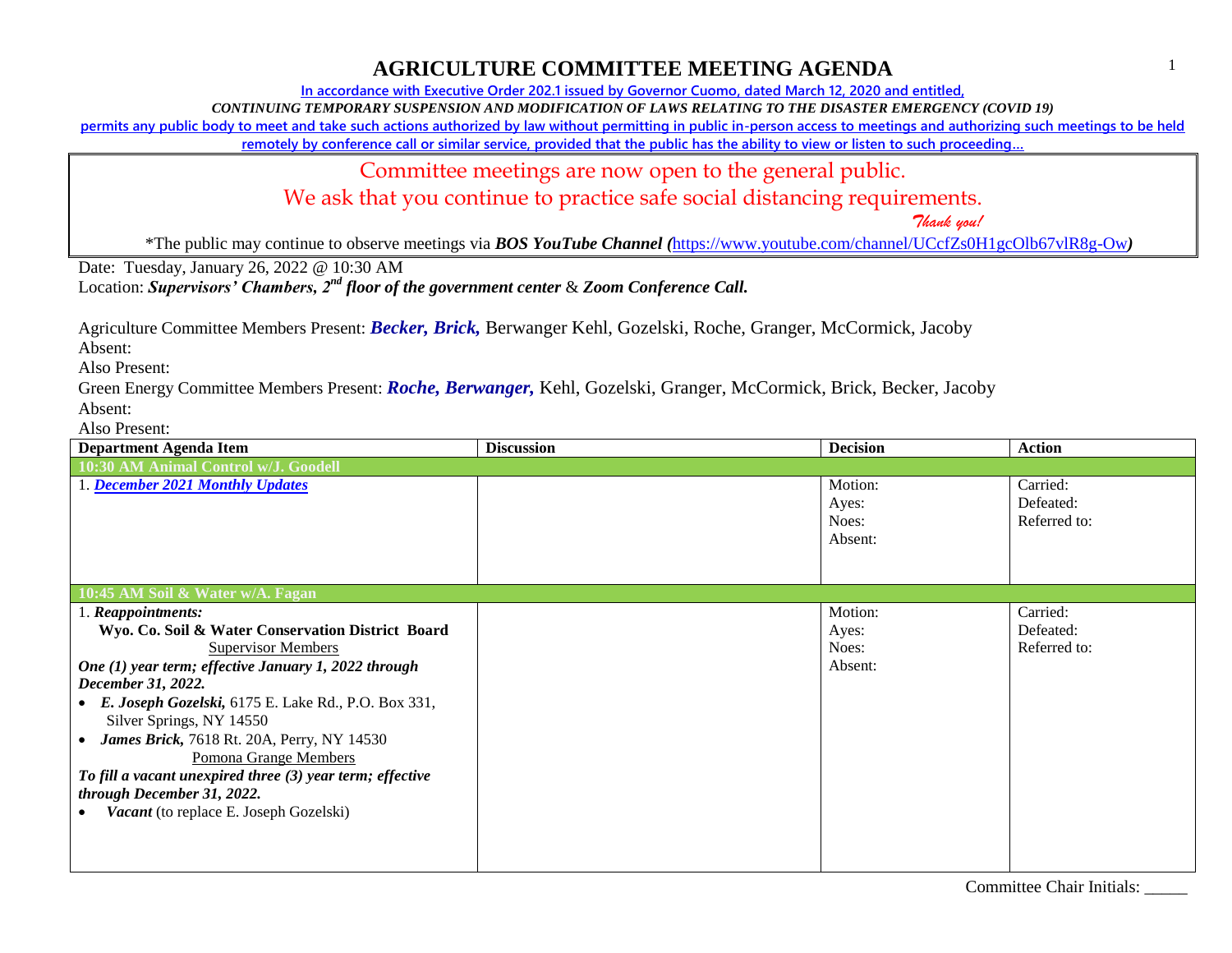# AGRICULTURE COMMITTEE MEETING AGENDA

In accordance with Executive Order 202.1 issued by Governor Cuomo, dated March 12, 2020 and entitled,
*CONTINUING TEMPORARY SUSPENSION AND MODIFICATION OF LAWS RELATING TO THE DISASTER EMERGENCY (COVID 19)*
permits any public body to meet and take such actions authorized by law without permitting in public in-person access to meetings and authorizing such meetings to be held remotely by conference call or similar service, provided that the public has the ability to view or listen to such proceeding…

Committee meetings are now open to the general public.
We ask that you continue to practice safe social distancing requirements.
*Thank you!*

*The public may continue to observe meetings via ***BOS YouTube Channel (***https://www.youtube.com/channel/UCcfZs0H1gcOlb67vlR8g-Ow***)***

Date: Tuesday, January 26, 2022 @ 10:30 AM
Location: ***Supervisors' Chambers, 2nd floor of the government center*** & ***Zoom Conference Call.***

Agriculture Committee Members Present: ***Becker, Brick,*** Berwanger Kehl, Gozelski, Roche, Granger, McCormick, Jacoby
Absent:
Also Present:
Green Energy Committee Members Present: ***Roche, Berwanger,*** Kehl, Gozelski, Granger, McCormick, Brick, Becker, Jacoby
Absent:
Also Present:

| Department Agenda Item | Discussion | Decision | Action |
|---|---|---|---|
| **10:30 AM Animal Control w/J. Goodell** | | | |
| 1. ***December 2021 Monthly Updates*** | | Motion:<br>Ayes:<br>Noes:<br>Absent: | Carried:<br>Defeated:<br>Referred to: |
| **10:45 AM Soil & Water w/A. Fagan** | | | |
| 1. ***Reappointments:***<br>**Wyo. Co. Soil & Water Conservation District Board**<br>Supervisor Members<br>***One (1) year term; effective January 1, 2022 through December 31, 2022.***<br>• ***E. Joseph Gozelski,*** 6175 E. Lake Rd., P.O. Box 331, Silver Springs, NY 14550<br>• ***James Brick,*** 7618 Rt. 20A, Perry, NY 14530<br>Pomona Grange Members<br>***To fill a vacant unexpired three (3) year term; effective through December 31, 2022.***<br>• ***Vacant*** (to replace E. Joseph Gozelski) | | Motion:<br>Ayes:<br>Noes:<br>Absent: | Carried:<br>Defeated:<br>Referred to: |

Committee Chair Initials: _____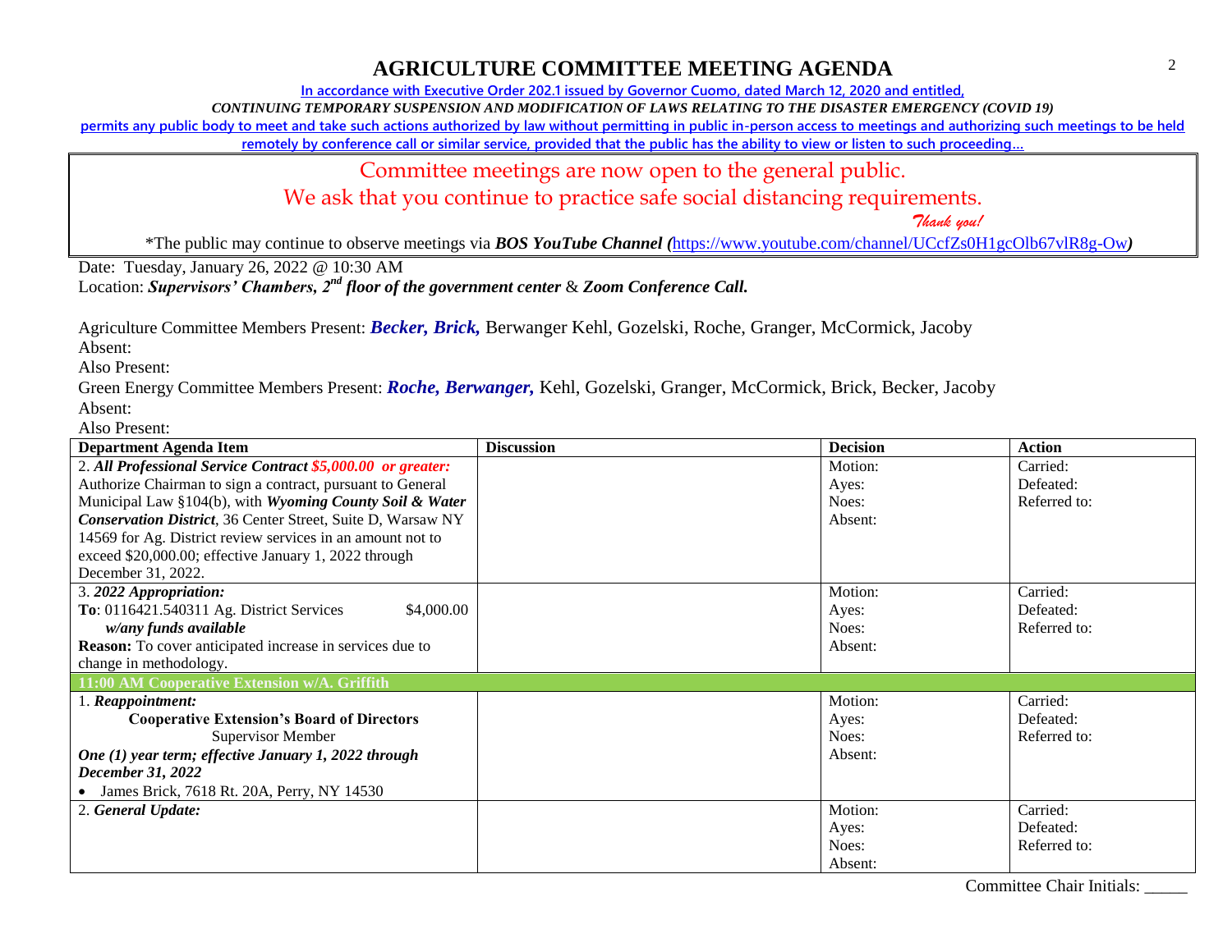# AGRICULTURE COMMITTEE MEETING AGENDA

**In accordance with Executive Order 202.1 issued by Governor Cuomo, dated March 12, 2020 and entitled,**

***CONTINUING TEMPORARY SUSPENSION AND MODIFICATION OF LAWS RELATING TO THE DISASTER EMERGENCY (COVID 19)***

**permits any public body to meet and take such actions authorized by law without permitting in public in-person access to meetings and authorizing such meetings to be held remotely by conference call or similar service, provided that the public has the ability to view or listen to such proceeding…**

Committee meetings are now open to the general public.
We ask that you continue to practice safe social distancing requirements.
*Thank you!*

*The public may continue to observe meetings via ***BOS YouTube Channel (***https://www.youtube.com/channel/UCcfZs0H1gcOlb67vlR8g-Ow***)***

Date: Tuesday, January 26, 2022 @ 10:30 AM
Location: ***Supervisors' Chambers, 2nd floor of the government center*** & ***Zoom Conference Call.***

Agriculture Committee Members Present: ***Becker, Brick,*** Berwanger Kehl, Gozelski, Roche, Granger, McCormick, Jacoby
Absent:
Also Present:
Green Energy Committee Members Present: ***Roche, Berwanger,*** Kehl, Gozelski, Granger, McCormick, Brick, Becker, Jacoby
Absent:
Also Present:

| Department Agenda Item | Discussion | Decision | Action |
|---|---|---|---|
| 2. ***All Professional Service Contract $5,000.00 or greater:*** Authorize Chairman to sign a contract, pursuant to General Municipal Law §104(b), with ***Wyoming County Soil & Water Conservation District***, 36 Center Street, Suite D, Warsaw NY 14569 for Ag. District review services in an amount not to exceed $20,000.00; effective January 1, 2022 through December 31, 2022. | | Motion:<br>Ayes:<br>Noes:<br>Absent: | Carried:<br>Defeated:<br>Referred to: |
| 3. ***2022 Appropriation:***<br>**To**: 0116421.540311 Ag. District Services $4,000.00<br>***w/any funds available***<br>**Reason:** To cover anticipated increase in services due to change in methodology. | | Motion:<br>Ayes:<br>Noes:<br>Absent: | Carried:<br>Defeated:<br>Referred to: |
| **11:00 AM Cooperative Extension w/A. Griffith** | | | |
| 1. ***Reappointment:***<br>**Cooperative Extension's Board of Directors**<br>Supervisor Member<br>***One (1) year term; effective January 1, 2022 through December 31, 2022***<br>• James Brick, 7618 Rt. 20A, Perry, NY 14530 | | Motion:<br>Ayes:<br>Noes:<br>Absent: | Carried:<br>Defeated:<br>Referred to: |
| 2. ***General Update:*** | | Motion:<br>Ayes:<br>Noes:<br>Absent: | Carried:<br>Defeated:<br>Referred to: |

Committee Chair Initials: _____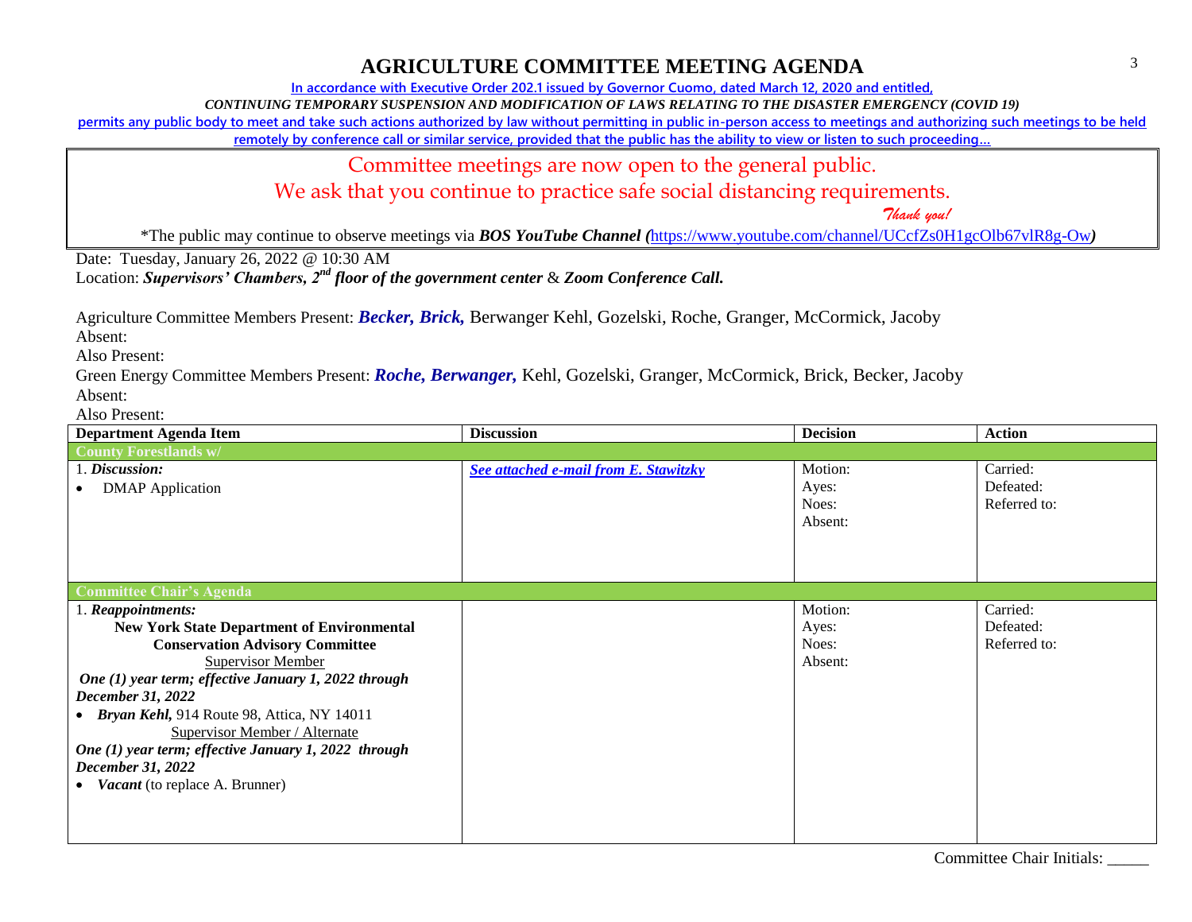# AGRICULTURE COMMITTEE MEETING AGENDA

In accordance with Executive Order 202.1 issued by Governor Cuomo, dated March 12, 2020 and entitled,

*CONTINUING TEMPORARY SUSPENSION AND MODIFICATION OF LAWS RELATING TO THE DISASTER EMERGENCY (COVID 19)*

permits any public body to meet and take such actions authorized by law without permitting in public in-person access to meetings and authorizing such meetings to be held remotely by conference call or similar service, provided that the public has the ability to view or listen to such proceeding…

Committee meetings are now open to the general public.

We ask that you continue to practice safe social distancing requirements.

*Thank you!*

*The public may continue to observe meetings via ***BOS YouTube Channel (***https://www.youtube.com/channel/UCcfZs0H1gcOlb67vlR8g-Ow***)***

Date: Tuesday, January 26, 2022 @ 10:30 AM

Location: ***Supervisors' Chambers, 2nd floor of the government center*** & ***Zoom Conference Call.***

Agriculture Committee Members Present: ***Becker, Brick,*** Berwanger Kehl, Gozelski, Roche, Granger, McCormick, Jacoby

Absent:

Also Present:

Green Energy Committee Members Present: ***Roche, Berwanger,*** Kehl, Gozelski, Granger, McCormick, Brick, Becker, Jacoby

Absent:

Also Present:

| Department Agenda Item | Discussion | Decision | Action |
|---|---|---|---|
| **County Forestlands w/** | | | |
| 1. ***Discussion:***<br>• DMAP Application | ***See attached e-mail from E. Stawitzky*** | Motion:<br>Ayes:<br>Noes:<br>Absent: | Carried:<br>Defeated:<br>Referred to: |
| **Committee Chair's Agenda** | | | |
| 1. ***Reappointments:***<br>**New York State Department of Environmental Conservation Advisory Committee**<br>Supervisor Member<br>***One (1) year term; effective January 1, 2022 through December 31, 2022***<br>• ***Bryan Kehl,*** 914 Route 98, Attica, NY 14011<br>Supervisor Member / Alternate<br>***One (1) year term; effective January 1, 2022 through December 31, 2022***<br>• ***Vacant*** (to replace A. Brunner) | | Motion:<br>Ayes:<br>Noes:<br>Absent: | Carried:<br>Defeated:<br>Referred to: |

Committee Chair Initials: _____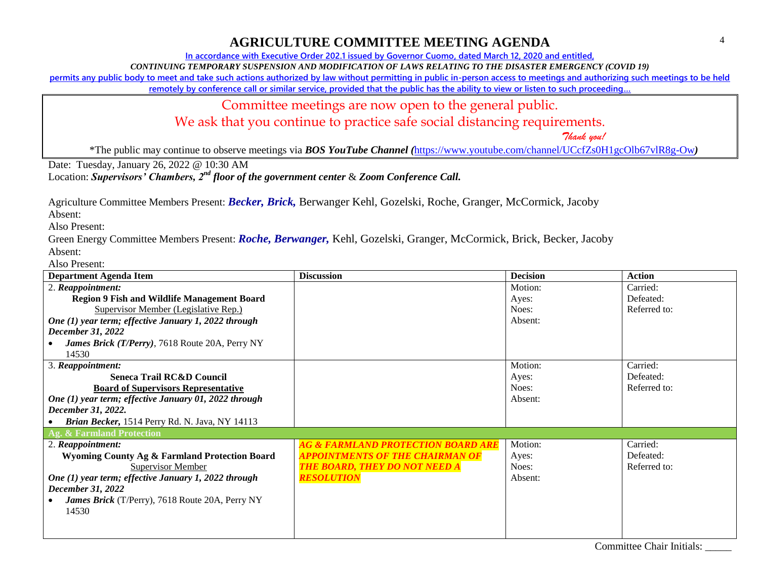# AGRICULTURE COMMITTEE MEETING AGENDA

**In accordance with Executive Order 202.1 issued by Governor Cuomo, dated March 12, 2020 and entitled,**

***CONTINUING TEMPORARY SUSPENSION AND MODIFICATION OF LAWS RELATING TO THE DISASTER EMERGENCY (COVID 19)***

**permits any public body to meet and take such actions authorized by law without permitting in public in-person access to meetings and authorizing such meetings to be held remotely by conference call or similar service, provided that the public has the ability to view or listen to such proceeding…**

Committee meetings are now open to the general public.
We ask that you continue to practice safe social distancing requirements.

*Thank you!*

*The public may continue to observe meetings via ***BOS YouTube Channel (***https://www.youtube.com/channel/UCcfZs0H1gcOlb67vlR8g-Ow***)***

Date: Tuesday, January 26, 2022 @ 10:30 AM
Location: ***Supervisors' Chambers, 2nd floor of the government center*** & ***Zoom Conference Call.***

Agriculture Committee Members Present: ***Becker, Brick,*** Berwanger Kehl, Gozelski, Roche, Granger, McCormick, Jacoby
Absent:
Also Present:
Green Energy Committee Members Present: ***Roche, Berwanger,*** Kehl, Gozelski, Granger, McCormick, Brick, Becker, Jacoby
Absent:
Also Present:

| Department Agenda Item | Discussion | Decision | Action |
|---|---|---|---|
| 2. ***Reappointment:*** **Region 9 Fish and Wildlife Management Board** Supervisor Member (Legislative Rep.) ***One (1) year term; effective January 1, 2022 through December 31, 2022*** • ***James Brick (T/Perry)***, 7618 Route 20A, Perry NY 14530 | | Motion: Ayes: Noes: Absent: | Carried: Defeated: Referred to: |
| 3. ***Reappointment:*** **Seneca Trail RC&D Council** **Board of Supervisors Representative** ***One (1) year term; effective January 01, 2022 through December 31, 2022.*** • ***Brian Becker,*** 1514 Perry Rd. N. Java, NY 14113 | | Motion: Ayes: Noes: Absent: | Carried: Defeated: Referred to: |
| **Ag. & Farmland Protection** | | | |
| 2. ***Reappointment:*** **Wyoming County Ag & Farmland Protection Board** Supervisor Member ***One (1) year term; effective January 1, 2022 through December 31, 2022*** • ***James Brick*** (T/Perry), 7618 Route 20A, Perry NY 14530 | ***AG & FARMLAND PROTECTION BOARD ARE APPOINTMENTS OF THE CHAIRMAN OF THE BOARD, THEY DO NOT NEED A RESOLUTION*** | Motion: Ayes: Noes: Absent: | Carried: Defeated: Referred to: |

Committee Chair Initials: _____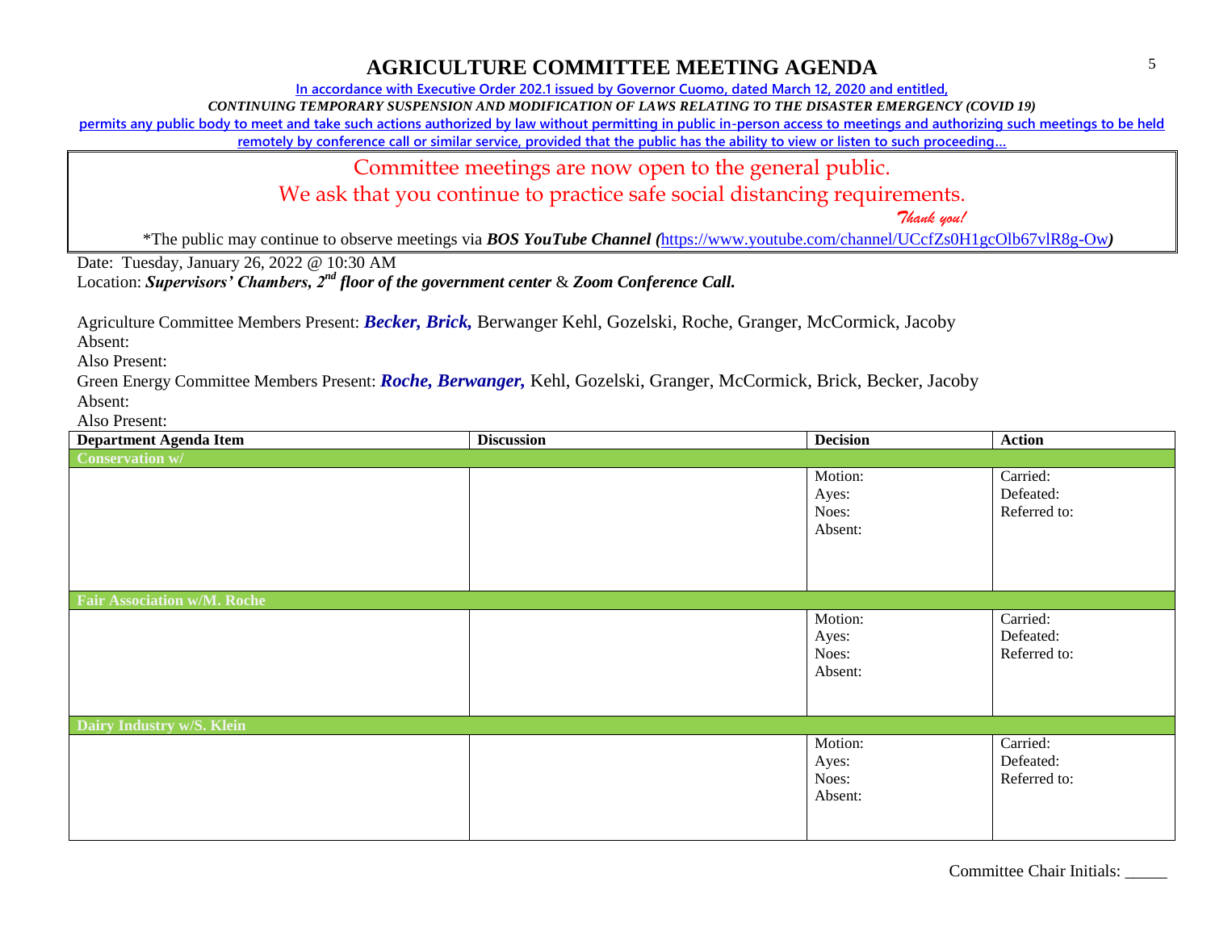# AGRICULTURE COMMITTEE MEETING AGENDA

In accordance with Executive Order 202.1 issued by Governor Cuomo, dated March 12, 2020 and entitled,

*CONTINUING TEMPORARY SUSPENSION AND MODIFICATION OF LAWS RELATING TO THE DISASTER EMERGENCY (COVID 19)*

permits any public body to meet and take such actions authorized by law without permitting in public in-person access to meetings and authorizing such meetings to be held remotely by conference call or similar service, provided that the public has the ability to view or listen to such proceeding…

Committee meetings are now open to the general public.

We ask that you continue to practice safe social distancing requirements.

*Thank you!*

*The public may continue to observe meetings via ***BOS YouTube Channel*** (https://www.youtube.com/channel/UCcfZs0H1gcOlb67vlR8g-Ow)

Date: Tuesday, January 26, 2022 @ 10:30 AM

Location: ***Supervisors' Chambers, 2nd floor of the government center*** & ***Zoom Conference Call.***

Agriculture Committee Members Present: ***Becker, Brick,*** Berwanger Kehl, Gozelski, Roche, Granger, McCormick, Jacoby

Absent:

Also Present:

Green Energy Committee Members Present: ***Roche, Berwanger,*** Kehl, Gozelski, Granger, McCormick, Brick, Becker, Jacoby

Absent:

Also Present:

| Department Agenda Item | Discussion | Decision | Action |
|---|---|---|---|
| **Conservation w/** | | | |
| | | Motion:<br>Ayes:<br>Noes:<br>Absent: | Carried:<br>Defeated:<br>Referred to: |
| **Fair Association w/M. Roche** | | | |
| | | Motion:<br>Ayes:<br>Noes:<br>Absent: | Carried:<br>Defeated:<br>Referred to: |
| **Dairy Industry w/S. Klein** | | | |
| | | Motion:<br>Ayes:<br>Noes:<br>Absent: | Carried:<br>Defeated:<br>Referred to: |

Committee Chair Initials: _____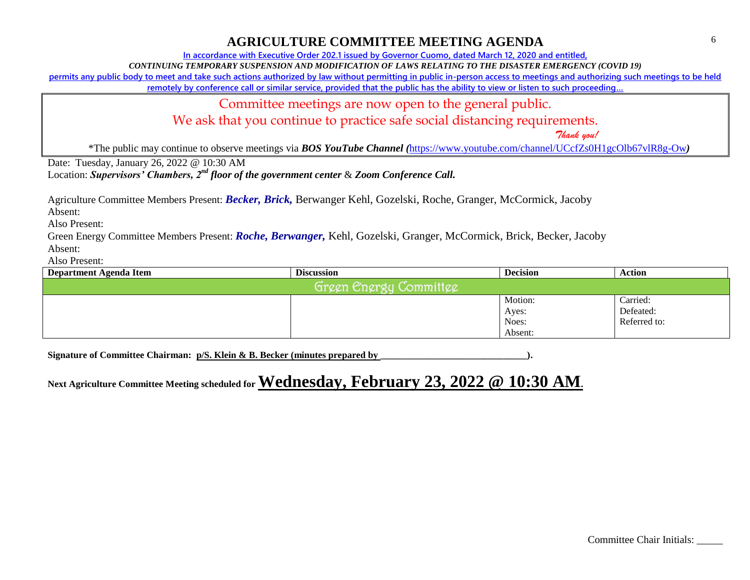# AGRICULTURE COMMITTEE MEETING AGENDA

In accordance with Executive Order 202.1 issued by Governor Cuomo, dated March 12, 2020 and entitled,

*CONTINUING TEMPORARY SUSPENSION AND MODIFICATION OF LAWS RELATING TO THE DISASTER EMERGENCY (COVID 19)*

permits any public body to meet and take such actions authorized by law without permitting in public in-person access to meetings and authorizing such meetings to be held remotely by conference call or similar service, provided that the public has the ability to view or listen to such proceeding…

Committee meetings are now open to the general public.

We ask that you continue to practice safe social distancing requirements.

*Thank you!*

*The public may continue to observe meetings via ***BOS YouTube Channel (***https://www.youtube.com/channel/UCcfZs0H1gcOlb67vlR8g-Ow***)***

Date: Tuesday, January 26, 2022 @ 10:30 AM

Location: ***Supervisors' Chambers, 2nd floor of the government center*** & ***Zoom Conference Call.***

Agriculture Committee Members Present: ***Becker, Brick,*** Berwanger Kehl, Gozelski, Roche, Granger, McCormick, Jacoby

Absent:

Also Present:

Green Energy Committee Members Present: ***Roche, Berwanger,*** Kehl, Gozelski, Granger, McCormick, Brick, Becker, Jacoby

Absent:

Also Present:

| Department Agenda Item | Discussion | Decision | Action |
|---|---|---|---|
| Green Energy Committee | | | |
| | | Motion:<br>Ayes:<br>Noes:<br>Absent: | Carried:<br>Defeated:<br>Referred to: |

**Signature of Committee Chairman: p/S. Klein & B. Becker (minutes prepared by ______________________________).**

**Next Agriculture Committee Meeting scheduled for Wednesday, February 23, 2022 @ 10:30 AM.**

Committee Chair Initials: _____